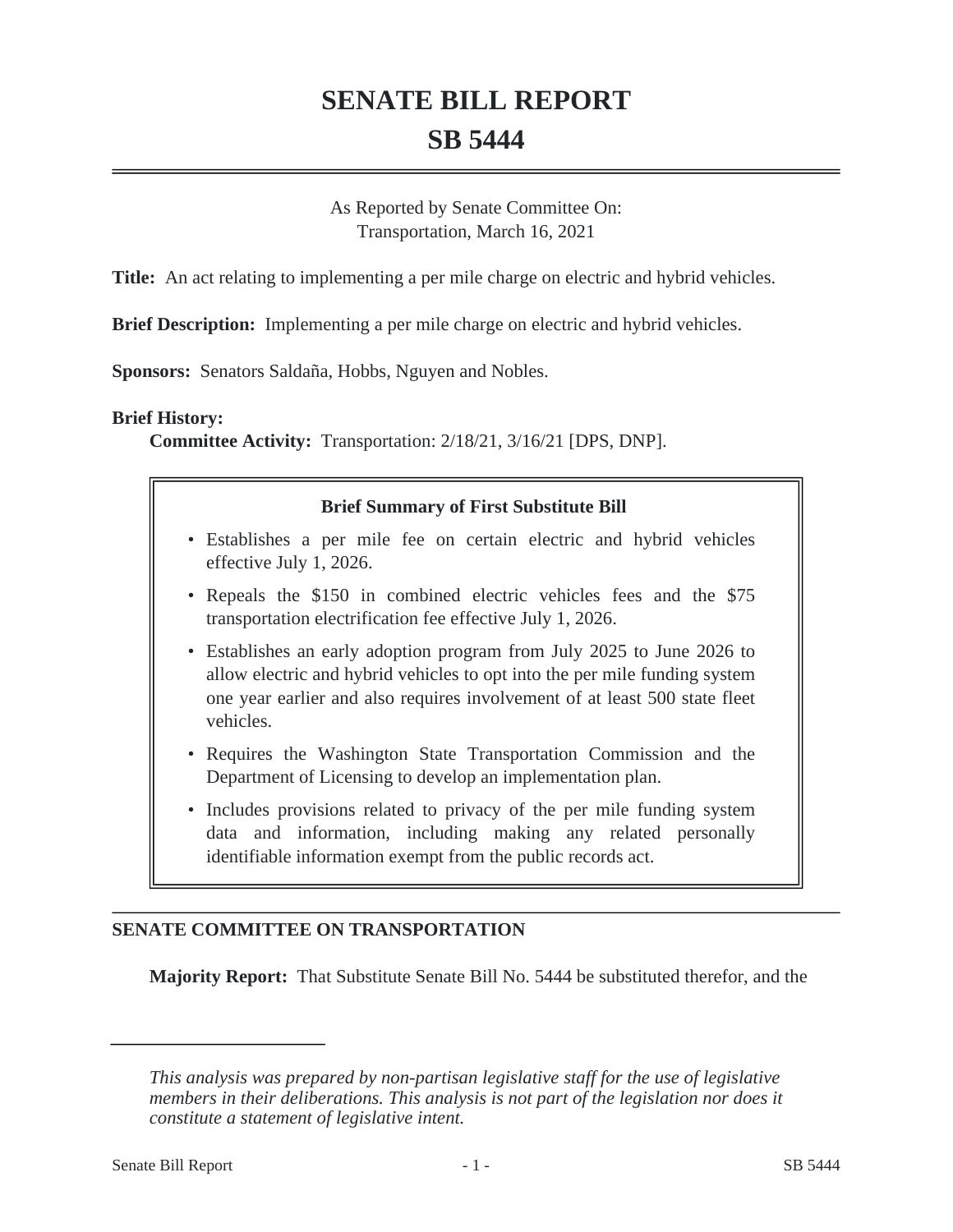# SENATE BILL REPORT

# SB 5444

As Reported by Senate Committee On:
Transportation, March 16, 2021

**Title:** An act relating to implementing a per mile charge on electric and hybrid vehicles.

**Brief Description:** Implementing a per mile charge on electric and hybrid vehicles.

**Sponsors:** Senators Saldaña, Hobbs, Nguyen and Nobles.

**Brief History:**

**Committee Activity:** Transportation: 2/18/21, 3/16/21 [DPS, DNP].

**Brief Summary of First Substitute Bill**

- Establishes a per mile fee on certain electric and hybrid vehicles effective July 1, 2026.
- Repeals the $150 in combined electric vehicles fees and the $75 transportation electrification fee effective July 1, 2026.
- Establishes an early adoption program from July 2025 to June 2026 to allow electric and hybrid vehicles to opt into the per mile funding system one year earlier and also requires involvement of at least 500 state fleet vehicles.
- Requires the Washington State Transportation Commission and the Department of Licensing to develop an implementation plan.
- Includes provisions related to privacy of the per mile funding system data and information, including making any related personally identifiable information exempt from the public records act.

## SENATE COMMITTEE ON TRANSPORTATION

**Majority Report:** That Substitute Senate Bill No. 5444 be substituted therefor, and the

---

*This analysis was prepared by non-partisan legislative staff for the use of legislative members in their deliberations. This analysis is not part of the legislation nor does it constitute a statement of legislative intent.*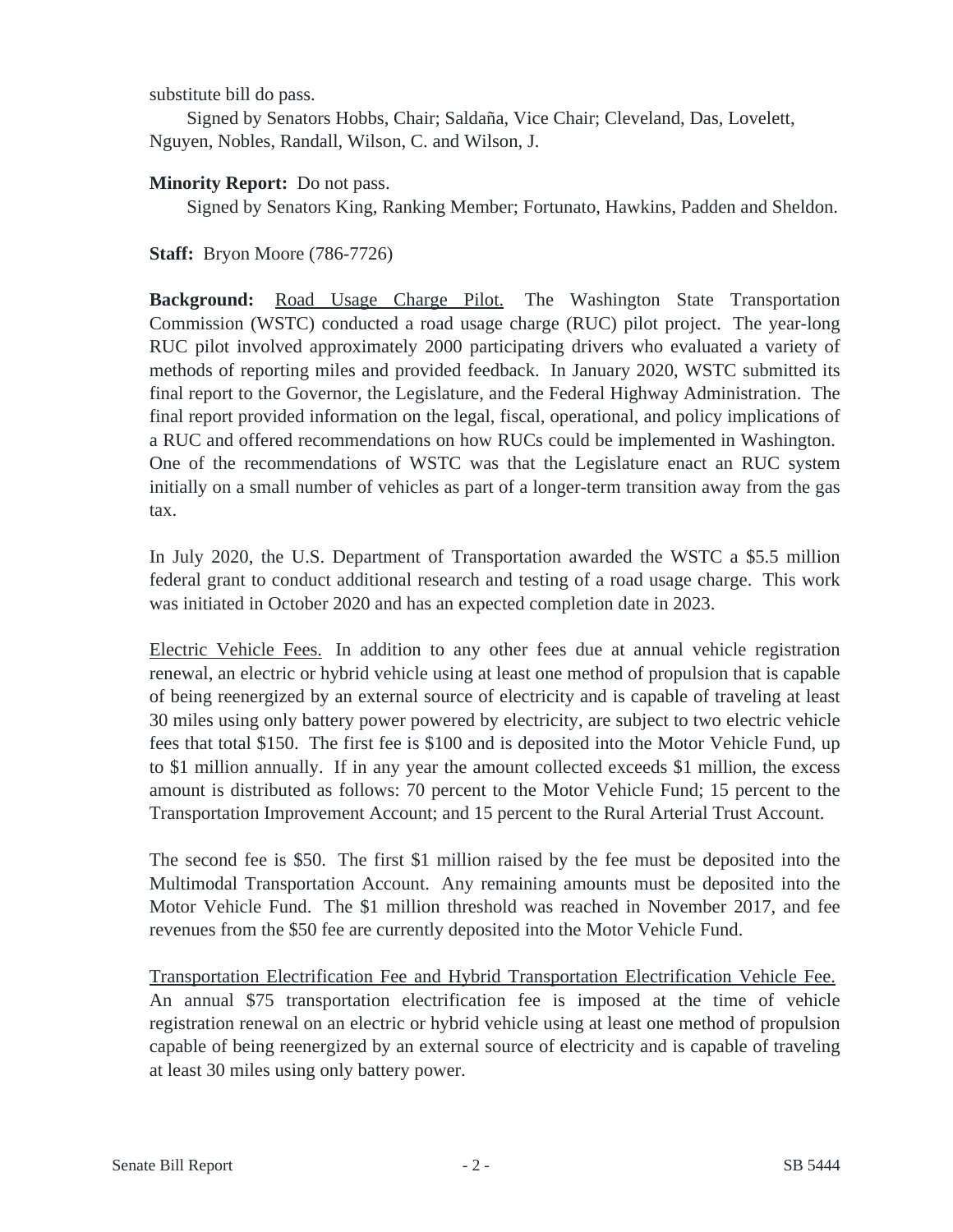substitute bill do pass.

Signed by Senators Hobbs, Chair; Saldaña, Vice Chair; Cleveland, Das, Lovelett, Nguyen, Nobles, Randall, Wilson, C. and Wilson, J.

**Minority Report:** Do not pass.

Signed by Senators King, Ranking Member; Fortunato, Hawkins, Padden and Sheldon.

**Staff:** Bryon Moore (786-7726)

**Background:** Road Usage Charge Pilot. The Washington State Transportation Commission (WSTC) conducted a road usage charge (RUC) pilot project. The year-long RUC pilot involved approximately 2000 participating drivers who evaluated a variety of methods of reporting miles and provided feedback. In January 2020, WSTC submitted its final report to the Governor, the Legislature, and the Federal Highway Administration. The final report provided information on the legal, fiscal, operational, and policy implications of a RUC and offered recommendations on how RUCs could be implemented in Washington. One of the recommendations of WSTC was that the Legislature enact an RUC system initially on a small number of vehicles as part of a longer-term transition away from the gas tax.

In July 2020, the U.S. Department of Transportation awarded the WSTC a $5.5 million federal grant to conduct additional research and testing of a road usage charge. This work was initiated in October 2020 and has an expected completion date in 2023.

Electric Vehicle Fees. In addition to any other fees due at annual vehicle registration renewal, an electric or hybrid vehicle using at least one method of propulsion that is capable of being reenergized by an external source of electricity and is capable of traveling at least 30 miles using only battery power powered by electricity, are subject to two electric vehicle fees that total $150. The first fee is $100 and is deposited into the Motor Vehicle Fund, up to $1 million annually. If in any year the amount collected exceeds $1 million, the excess amount is distributed as follows: 70 percent to the Motor Vehicle Fund; 15 percent to the Transportation Improvement Account; and 15 percent to the Rural Arterial Trust Account.

The second fee is $50. The first $1 million raised by the fee must be deposited into the Multimodal Transportation Account. Any remaining amounts must be deposited into the Motor Vehicle Fund. The $1 million threshold was reached in November 2017, and fee revenues from the $50 fee are currently deposited into the Motor Vehicle Fund.

Transportation Electrification Fee and Hybrid Transportation Electrification Vehicle Fee. An annual $75 transportation electrification fee is imposed at the time of vehicle registration renewal on an electric or hybrid vehicle using at least one method of propulsion capable of being reenergized by an external source of electricity and is capable of traveling at least 30 miles using only battery power.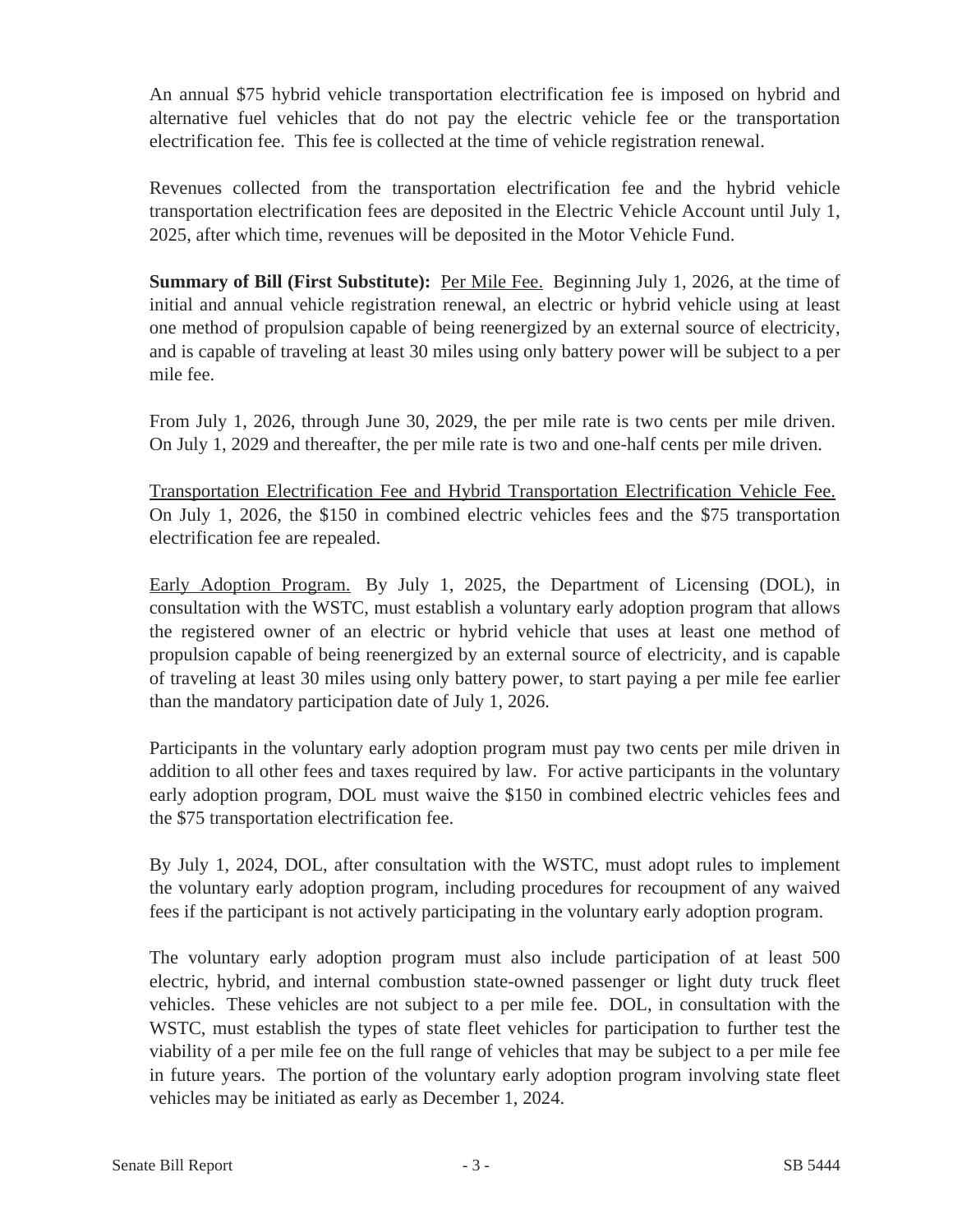An annual $75 hybrid vehicle transportation electrification fee is imposed on hybrid and alternative fuel vehicles that do not pay the electric vehicle fee or the transportation electrification fee. This fee is collected at the time of vehicle registration renewal.

Revenues collected from the transportation electrification fee and the hybrid vehicle transportation electrification fees are deposited in the Electric Vehicle Account until July 1, 2025, after which time, revenues will be deposited in the Motor Vehicle Fund.

**Summary of Bill (First Substitute):** Per Mile Fee. Beginning July 1, 2026, at the time of initial and annual vehicle registration renewal, an electric or hybrid vehicle using at least one method of propulsion capable of being reenergized by an external source of electricity, and is capable of traveling at least 30 miles using only battery power will be subject to a per mile fee.

From July 1, 2026, through June 30, 2029, the per mile rate is two cents per mile driven. On July 1, 2029 and thereafter, the per mile rate is two and one-half cents per mile driven.

Transportation Electrification Fee and Hybrid Transportation Electrification Vehicle Fee. On July 1, 2026, the $150 in combined electric vehicles fees and the $75 transportation electrification fee are repealed.

Early Adoption Program. By July 1, 2025, the Department of Licensing (DOL), in consultation with the WSTC, must establish a voluntary early adoption program that allows the registered owner of an electric or hybrid vehicle that uses at least one method of propulsion capable of being reenergized by an external source of electricity, and is capable of traveling at least 30 miles using only battery power, to start paying a per mile fee earlier than the mandatory participation date of July 1, 2026.

Participants in the voluntary early adoption program must pay two cents per mile driven in addition to all other fees and taxes required by law. For active participants in the voluntary early adoption program, DOL must waive the $150 in combined electric vehicles fees and the $75 transportation electrification fee.

By July 1, 2024, DOL, after consultation with the WSTC, must adopt rules to implement the voluntary early adoption program, including procedures for recoupment of any waived fees if the participant is not actively participating in the voluntary early adoption program.

The voluntary early adoption program must also include participation of at least 500 electric, hybrid, and internal combustion state-owned passenger or light duty truck fleet vehicles. These vehicles are not subject to a per mile fee. DOL, in consultation with the WSTC, must establish the types of state fleet vehicles for participation to further test the viability of a per mile fee on the full range of vehicles that may be subject to a per mile fee in future years. The portion of the voluntary early adoption program involving state fleet vehicles may be initiated as early as December 1, 2024.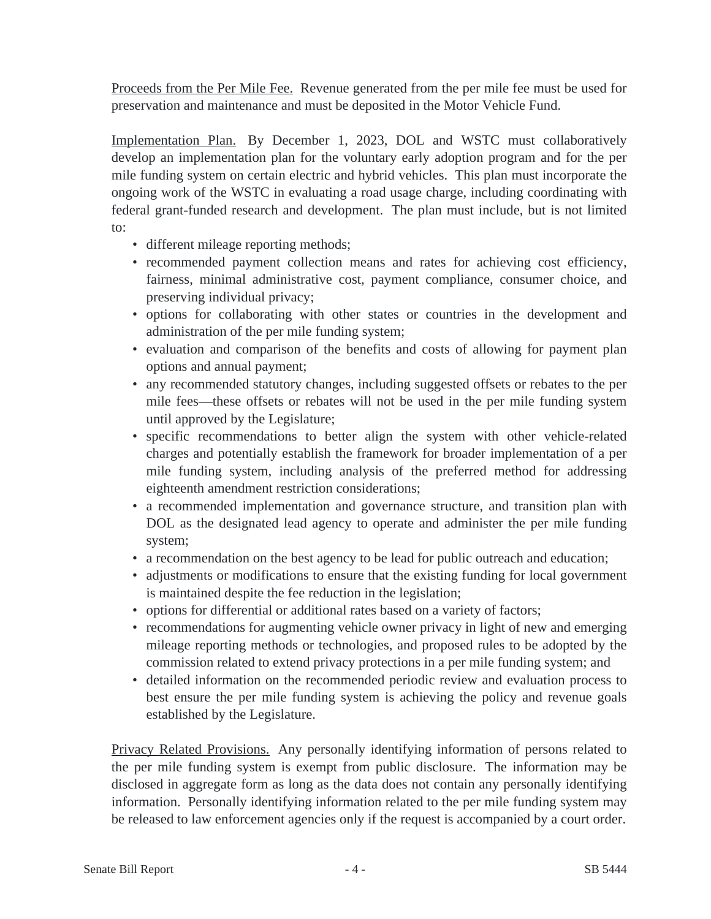Proceeds from the Per Mile Fee. Revenue generated from the per mile fee must be used for preservation and maintenance and must be deposited in the Motor Vehicle Fund.

Implementation Plan. By December 1, 2023, DOL and WSTC must collaboratively develop an implementation plan for the voluntary early adoption program and for the per mile funding system on certain electric and hybrid vehicles. This plan must incorporate the ongoing work of the WSTC in evaluating a road usage charge, including coordinating with federal grant-funded research and development. The plan must include, but is not limited to:

- different mileage reporting methods;
- recommended payment collection means and rates for achieving cost efficiency, fairness, minimal administrative cost, payment compliance, consumer choice, and preserving individual privacy;
- options for collaborating with other states or countries in the development and administration of the per mile funding system;
- evaluation and comparison of the benefits and costs of allowing for payment plan options and annual payment;
- any recommended statutory changes, including suggested offsets or rebates to the per mile fees—these offsets or rebates will not be used in the per mile funding system until approved by the Legislature;
- specific recommendations to better align the system with other vehicle-related charges and potentially establish the framework for broader implementation of a per mile funding system, including analysis of the preferred method for addressing eighteenth amendment restriction considerations;
- a recommended implementation and governance structure, and transition plan with DOL as the designated lead agency to operate and administer the per mile funding system;
- a recommendation on the best agency to be lead for public outreach and education;
- adjustments or modifications to ensure that the existing funding for local government is maintained despite the fee reduction in the legislation;
- options for differential or additional rates based on a variety of factors;
- recommendations for augmenting vehicle owner privacy in light of new and emerging mileage reporting methods or technologies, and proposed rules to be adopted by the commission related to extend privacy protections in a per mile funding system; and
- detailed information on the recommended periodic review and evaluation process to best ensure the per mile funding system is achieving the policy and revenue goals established by the Legislature.

Privacy Related Provisions. Any personally identifying information of persons related to the per mile funding system is exempt from public disclosure. The information may be disclosed in aggregate form as long as the data does not contain any personally identifying information. Personally identifying information related to the per mile funding system may be released to law enforcement agencies only if the request is accompanied by a court order.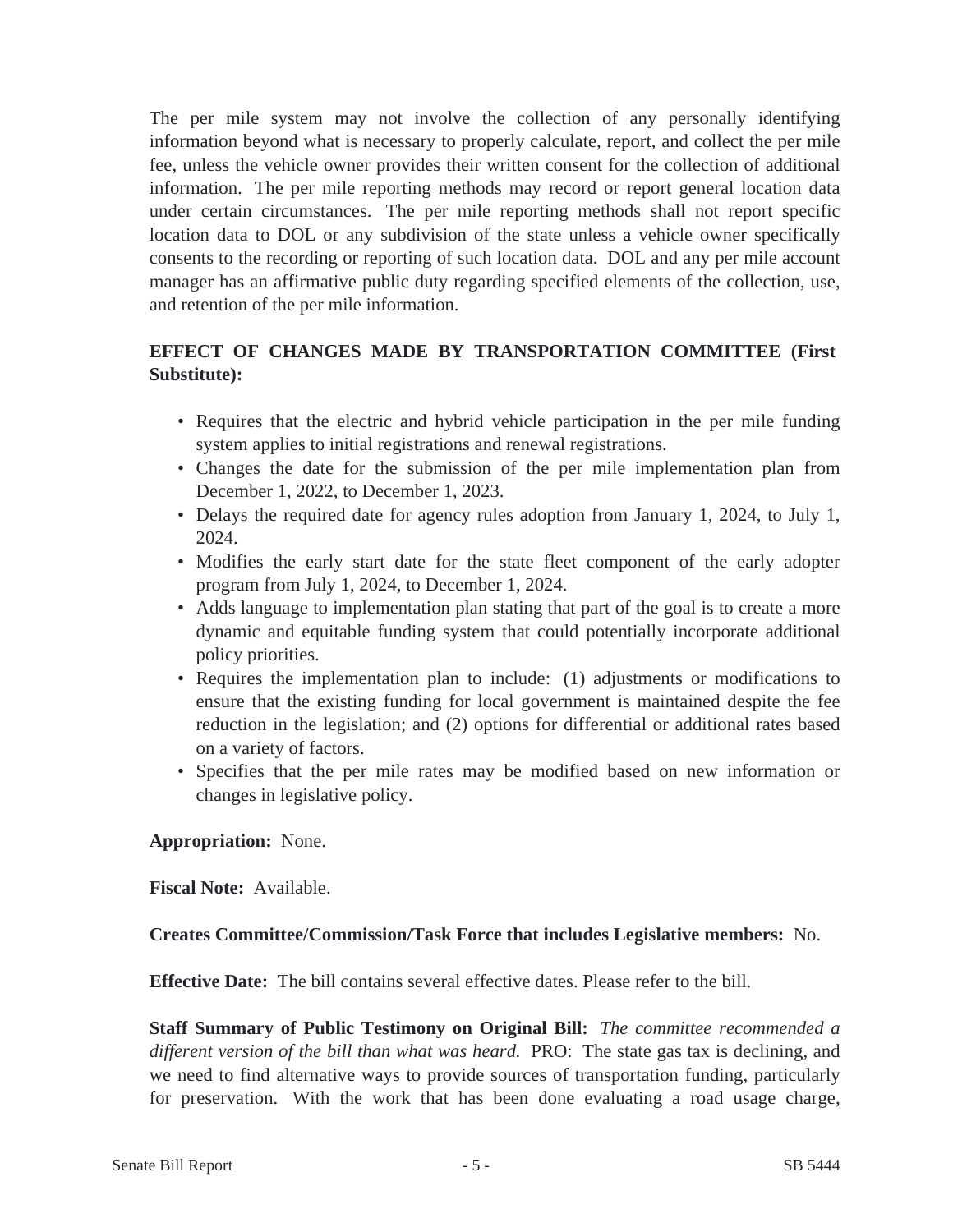The per mile system may not involve the collection of any personally identifying information beyond what is necessary to properly calculate, report, and collect the per mile fee, unless the vehicle owner provides their written consent for the collection of additional information. The per mile reporting methods may record or report general location data under certain circumstances. The per mile reporting methods shall not report specific location data to DOL or any subdivision of the state unless a vehicle owner specifically consents to the recording or reporting of such location data. DOL and any per mile account manager has an affirmative public duty regarding specified elements of the collection, use, and retention of the per mile information.

**EFFECT OF CHANGES MADE BY TRANSPORTATION COMMITTEE (First Substitute):**

- Requires that the electric and hybrid vehicle participation in the per mile funding system applies to initial registrations and renewal registrations.
- Changes the date for the submission of the per mile implementation plan from December 1, 2022, to December 1, 2023.
- Delays the required date for agency rules adoption from January 1, 2024, to July 1, 2024.
- Modifies the early start date for the state fleet component of the early adopter program from July 1, 2024, to December 1, 2024.
- Adds language to implementation plan stating that part of the goal is to create a more dynamic and equitable funding system that could potentially incorporate additional policy priorities.
- Requires the implementation plan to include: (1) adjustments or modifications to ensure that the existing funding for local government is maintained despite the fee reduction in the legislation; and (2) options for differential or additional rates based on a variety of factors.
- Specifies that the per mile rates may be modified based on new information or changes in legislative policy.

**Appropriation:** None.

**Fiscal Note:** Available.

**Creates Committee/Commission/Task Force that includes Legislative members:** No.

**Effective Date:** The bill contains several effective dates. Please refer to the bill.

**Staff Summary of Public Testimony on Original Bill:** *The committee recommended a different version of the bill than what was heard.* PRO: The state gas tax is declining, and we need to find alternative ways to provide sources of transportation funding, particularly for preservation. With the work that has been done evaluating a road usage charge,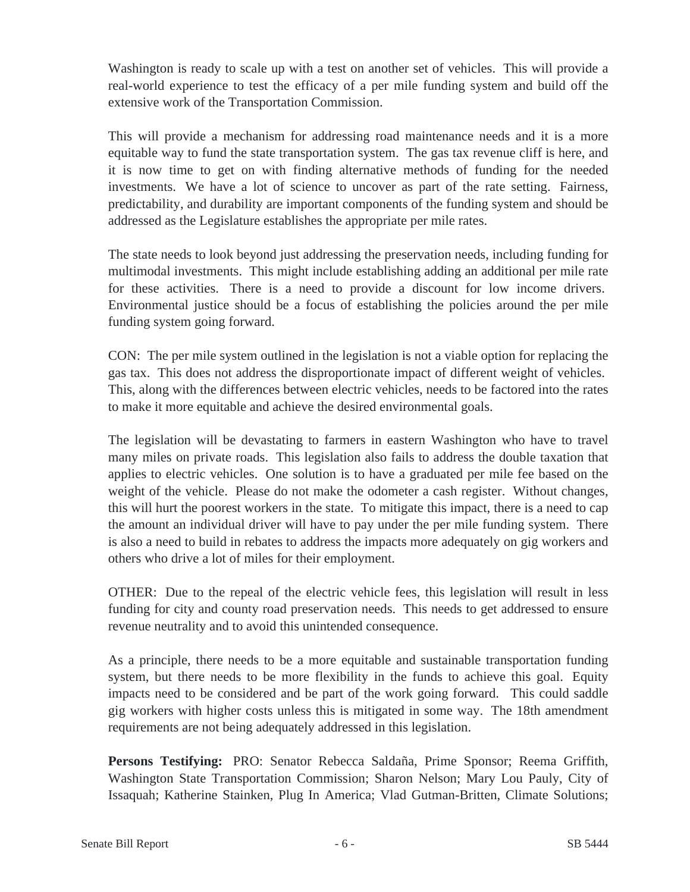Washington is ready to scale up with a test on another set of vehicles. This will provide a real-world experience to test the efficacy of a per mile funding system and build off the extensive work of the Transportation Commission.

This will provide a mechanism for addressing road maintenance needs and it is a more equitable way to fund the state transportation system. The gas tax revenue cliff is here, and it is now time to get on with finding alternative methods of funding for the needed investments. We have a lot of science to uncover as part of the rate setting. Fairness, predictability, and durability are important components of the funding system and should be addressed as the Legislature establishes the appropriate per mile rates.

The state needs to look beyond just addressing the preservation needs, including funding for multimodal investments. This might include establishing adding an additional per mile rate for these activities. There is a need to provide a discount for low income drivers. Environmental justice should be a focus of establishing the policies around the per mile funding system going forward.

CON: The per mile system outlined in the legislation is not a viable option for replacing the gas tax. This does not address the disproportionate impact of different weight of vehicles. This, along with the differences between electric vehicles, needs to be factored into the rates to make it more equitable and achieve the desired environmental goals.

The legislation will be devastating to farmers in eastern Washington who have to travel many miles on private roads. This legislation also fails to address the double taxation that applies to electric vehicles. One solution is to have a graduated per mile fee based on the weight of the vehicle. Please do not make the odometer a cash register. Without changes, this will hurt the poorest workers in the state. To mitigate this impact, there is a need to cap the amount an individual driver will have to pay under the per mile funding system. There is also a need to build in rebates to address the impacts more adequately on gig workers and others who drive a lot of miles for their employment.

OTHER: Due to the repeal of the electric vehicle fees, this legislation will result in less funding for city and county road preservation needs. This needs to get addressed to ensure revenue neutrality and to avoid this unintended consequence.

As a principle, there needs to be a more equitable and sustainable transportation funding system, but there needs to be more flexibility in the funds to achieve this goal. Equity impacts need to be considered and be part of the work going forward. This could saddle gig workers with higher costs unless this is mitigated in some way. The 18th amendment requirements are not being adequately addressed in this legislation.

**Persons Testifying:** PRO: Senator Rebecca Saldaña, Prime Sponsor; Reema Griffith, Washington State Transportation Commission; Sharon Nelson; Mary Lou Pauly, City of Issaquah; Katherine Stainken, Plug In America; Vlad Gutman-Britten, Climate Solutions;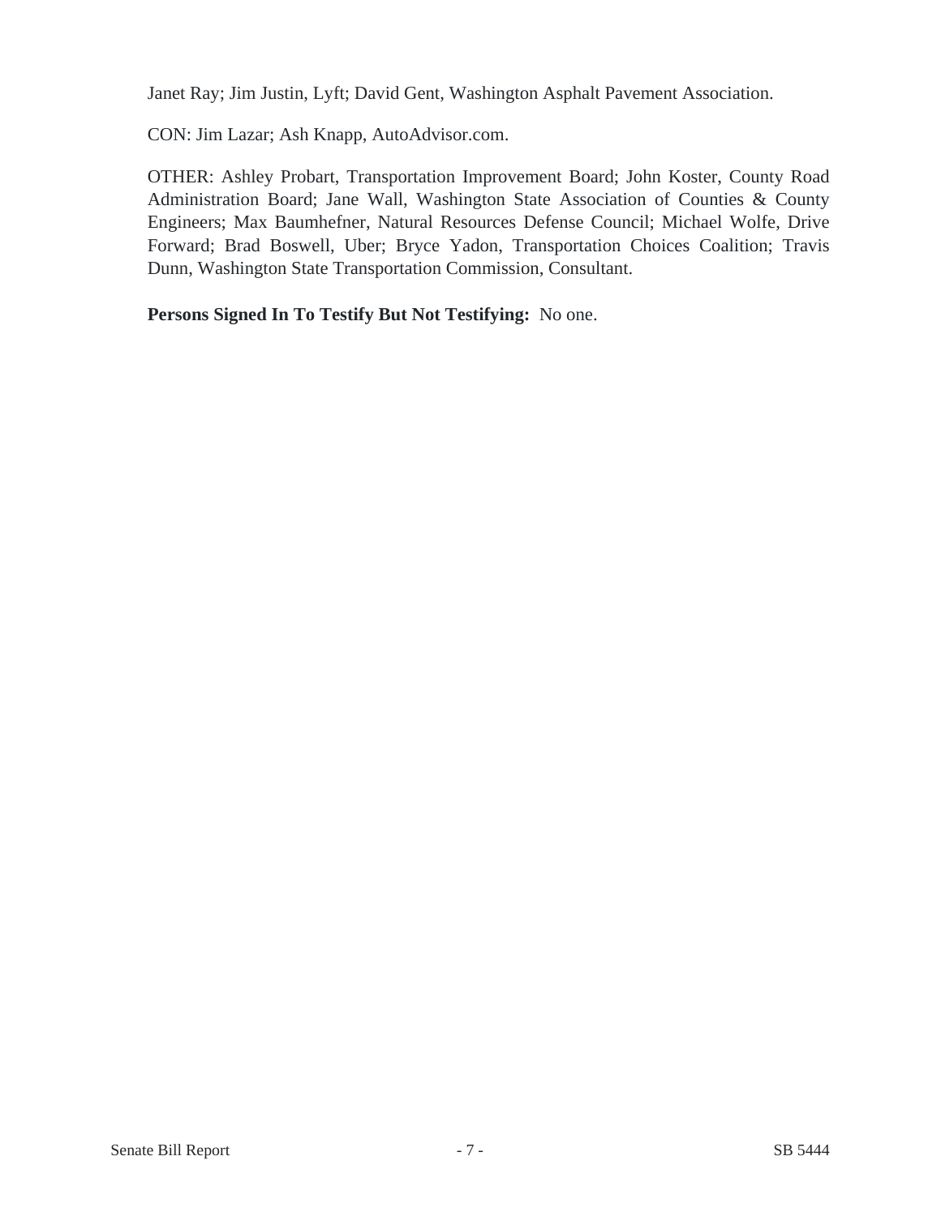Janet Ray; Jim Justin, Lyft; David Gent, Washington Asphalt Pavement Association.

CON: Jim Lazar; Ash Knapp, AutoAdvisor.com.

OTHER: Ashley Probart, Transportation Improvement Board; John Koster, County Road Administration Board; Jane Wall, Washington State Association of Counties & County Engineers; Max Baumhefner, Natural Resources Defense Council; Michael Wolfe, Drive Forward; Brad Boswell, Uber; Bryce Yadon, Transportation Choices Coalition; Travis Dunn, Washington State Transportation Commission, Consultant.

**Persons Signed In To Testify But Not Testifying:** No one.